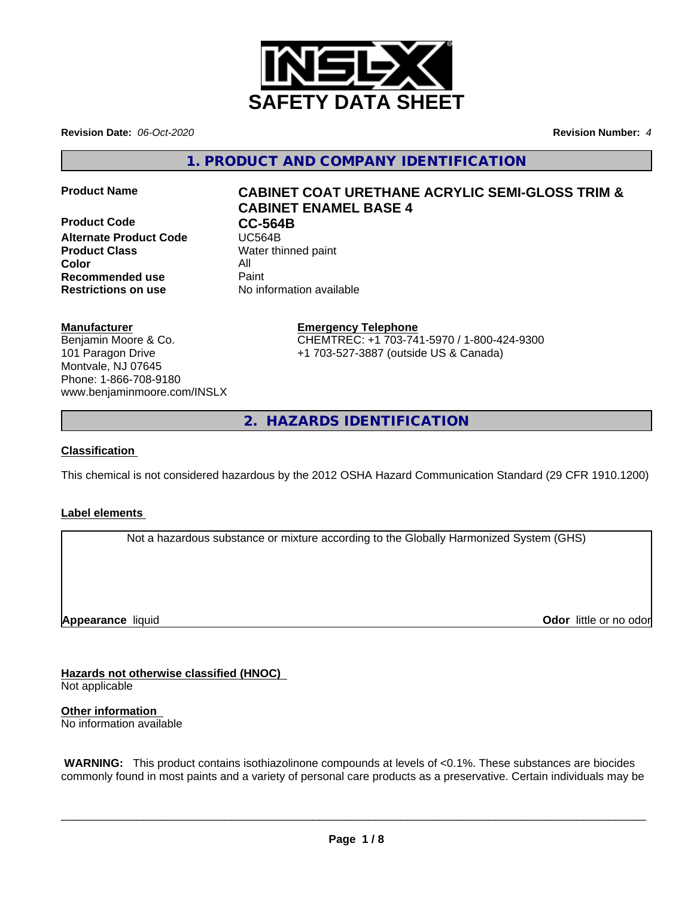# SAFETY DATA SHEET

**Revision Date:** *06-Oct-2020* **Revision Number:** *4*

## 1. PRODUCT AND COMPANY IDENTIFICATION

| | |
|---|---|
| **Product Name** | **CABINET COAT URETHANE ACRYLIC SEMI-GLOSS TRIM & CABINET ENAMEL BASE 4** |
| **Product Code** | **CC-564B** |
| **Alternate Product Code** | UC564B |
| **Product Class** | Water thinned paint |
| **Color** | All |
| **Recommended use** | Paint |
| **Restrictions on use** | No information available |

**Manufacturer**
Benjamin Moore & Co.
101 Paragon Drive
Montvale, NJ 07645
Phone: 1-866-708-9180
www.benjaminmoore.com/INSLX

**Emergency Telephone**
CHEMTREC: +1 703-741-5970 / 1-800-424-9300
+1 703-527-3887 (outside US & Canada)

## 2. HAZARDS IDENTIFICATION

**Classification**

This chemical is not considered hazardous by the 2012 OSHA Hazard Communication Standard (29 CFR 1910.1200)

**Label elements**

Not a hazardous substance or mixture according to the Globally Harmonized System (GHS)

**Appearance** liquid **Odor** little or no odor

**Hazards not otherwise classified (HNOC)**
Not applicable

**Other information**
No information available

**WARNING:** This product contains isothiazolinone compounds at levels of <0.1%. These substances are biocides commonly found in most paints and a variety of personal care products as a preservative. Certain individuals may be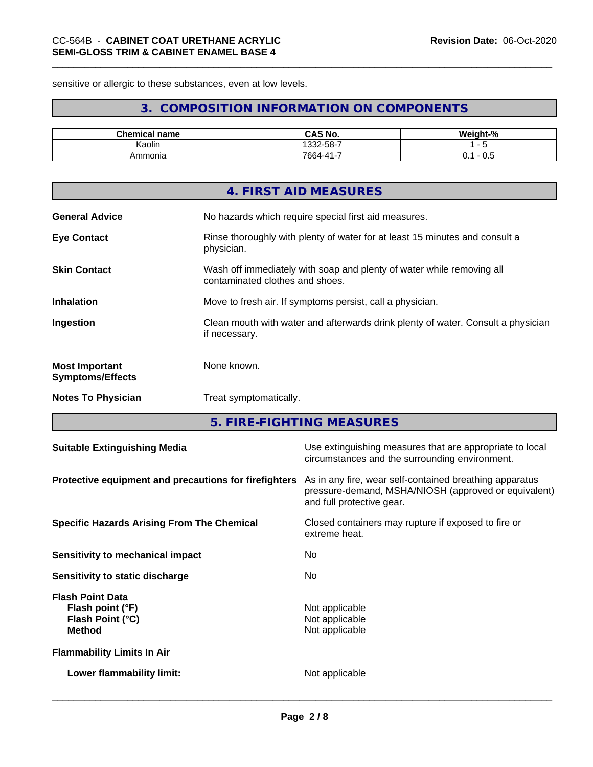sensitive or allergic to these substances, even at low levels.

## 3. COMPOSITION INFORMATION ON COMPONENTS

| Chemical name | CAS No. | Weight-% |
|---|---|---|
| Kaolin | 1332-58-7 | 1 - 5 |
| Ammonia | 7664-41-7 | 0.1 - 0.5 |

## 4. FIRST AID MEASURES

**General Advice**: No hazards which require special first aid measures.

**Eye Contact**: Rinse thoroughly with plenty of water for at least 15 minutes and consult a physician.

**Skin Contact**: Wash off immediately with soap and plenty of water while removing all contaminated clothes and shoes.

**Inhalation**: Move to fresh air. If symptoms persist, call a physician.

**Ingestion**: Clean mouth with water and afterwards drink plenty of water. Consult a physician if necessary.

**Most Important Symptoms/Effects**: None known.

**Notes To Physician**: Treat symptomatically.

## 5. FIRE-FIGHTING MEASURES

**Suitable Extinguishing Media**: Use extinguishing measures that are appropriate to local circumstances and the surrounding environment.

**Protective equipment and precautions for firefighters**: As in any fire, wear self-contained breathing apparatus pressure-demand, MSHA/NIOSH (approved or equivalent) and full protective gear.

**Specific Hazards Arising From The Chemical**: Closed containers may rupture if exposed to fire or extreme heat.

**Sensitivity to mechanical impact**: No

**Sensitivity to static discharge**: No

**Flash Point Data**
- **Flash point (°F)**: Not applicable
- **Flash Point (°C)**: Not applicable
- **Method**: Not applicable

**Flammability Limits In Air**

- **Lower flammability limit:** Not applicable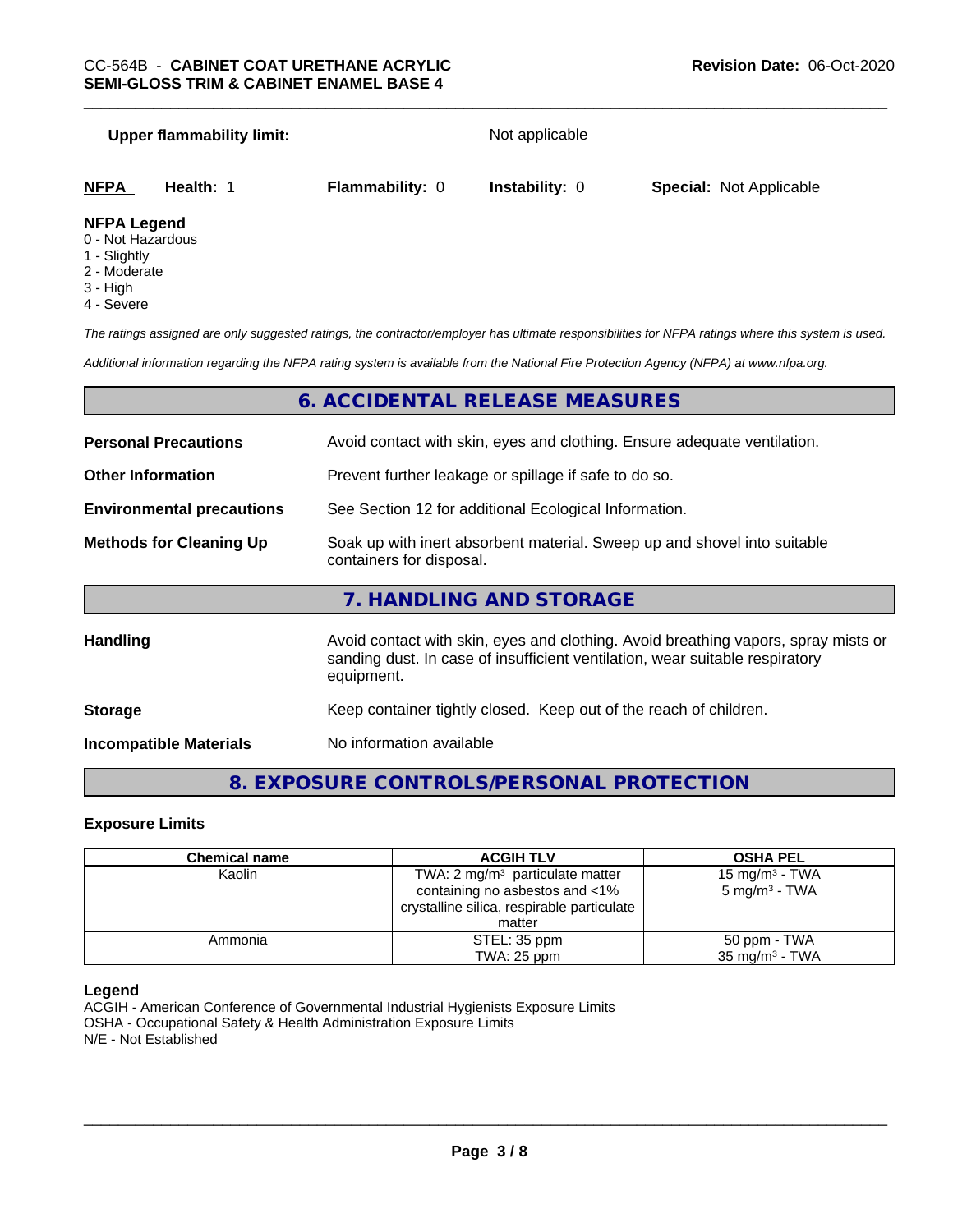**Upper flammability limit:** Not applicable

| NFPA | Health: 1 | Flammability: 0 | Instability: 0 | Special: Not Applicable |
|---|---|---|---|---|

**NFPA Legend**

0 - Not Hazardous
1 - Slightly
2 - Moderate
3 - High
4 - Severe

*The ratings assigned are only suggested ratings, the contractor/employer has ultimate responsibilities for NFPA ratings where this system is used.*

*Additional information regarding the NFPA rating system is available from the National Fire Protection Agency (NFPA) at www.nfpa.org.*

## 6. ACCIDENTAL RELEASE MEASURES

**Personal Precautions** Avoid contact with skin, eyes and clothing. Ensure adequate ventilation.

**Other Information** Prevent further leakage or spillage if safe to do so.

**Environmental precautions** See Section 12 for additional Ecological Information.

**Methods for Cleaning Up** Soak up with inert absorbent material. Sweep up and shovel into suitable containers for disposal.

## 7. HANDLING AND STORAGE

**Handling** Avoid contact with skin, eyes and clothing. Avoid breathing vapors, spray mists or sanding dust. In case of insufficient ventilation, wear suitable respiratory equipment.

**Storage** Keep container tightly closed. Keep out of the reach of children.

**Incompatible Materials** No information available

## 8. EXPOSURE CONTROLS/PERSONAL PROTECTION

### Exposure Limits

| Chemical name | ACGIH TLV | OSHA PEL |
|---|---|---|
| Kaolin | TWA: 2 mg/m³ particulate matter containing no asbestos and <1% crystalline silica, respirable particulate matter | 15 mg/m³ - TWA<br>5 mg/m³ - TWA |
| Ammonia | STEL: 35 ppm<br>TWA: 25 ppm | 50 ppm - TWA<br>35 mg/m³ - TWA |

**Legend**

ACGIH - American Conference of Governmental Industrial Hygienists Exposure Limits
OSHA - Occupational Safety & Health Administration Exposure Limits
N/E - Not Established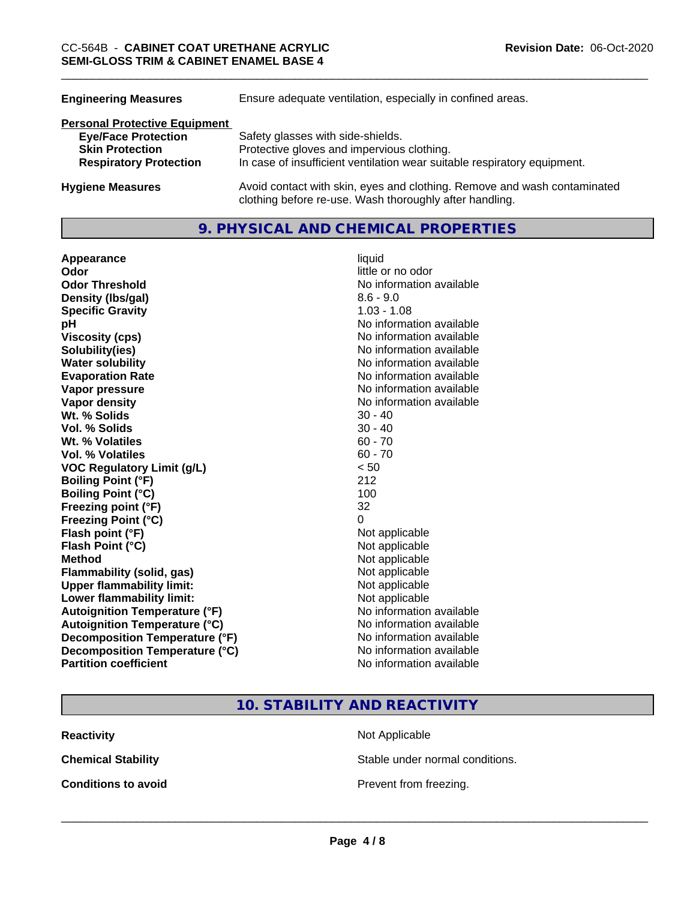| | |
|---|---|
| **Engineering Measures** | Ensure adequate ventilation, especially in confined areas. |

**Personal Protective Equipment**

| | |
|---|---|
| **Eye/Face Protection** | Safety glasses with side-shields. |
| **Skin Protection** | Protective gloves and impervious clothing. |
| **Respiratory Protection** | In case of insufficient ventilation wear suitable respiratory equipment. |

| | |
|---|---|
| **Hygiene Measures** | Avoid contact with skin, eyes and clothing. Remove and wash contaminated clothing before re-use. Wash thoroughly after handling. |

## 9. PHYSICAL AND CHEMICAL PROPERTIES

| | |
|---|---|
| **Appearance** | liquid |
| **Odor** | little or no odor |
| **Odor Threshold** | No information available |
| **Density (lbs/gal)** | 8.6 - 9.0 |
| **Specific Gravity** | 1.03 - 1.08 |
| **pH** | No information available |
| **Viscosity (cps)** | No information available |
| **Solubility(ies)** | No information available |
| **Water solubility** | No information available |
| **Evaporation Rate** | No information available |
| **Vapor pressure** | No information available |
| **Vapor density** | No information available |
| **Wt. % Solids** | 30 - 40 |
| **Vol. % Solids** | 30 - 40 |
| **Wt. % Volatiles** | 60 - 70 |
| **Vol. % Volatiles** | 60 - 70 |
| **VOC Regulatory Limit (g/L)** | < 50 |
| **Boiling Point (°F)** | 212 |
| **Boiling Point (°C)** | 100 |
| **Freezing point (°F)** | 32 |
| **Freezing Point (°C)** | 0 |
| **Flash point (°F)** | Not applicable |
| **Flash Point (°C)** | Not applicable |
| **Method** | Not applicable |
| **Flammability (solid, gas)** | Not applicable |
| **Upper flammability limit:** | Not applicable |
| **Lower flammability limit:** | Not applicable |
| **Autoignition Temperature (°F)** | No information available |
| **Autoignition Temperature (°C)** | No information available |
| **Decomposition Temperature (°F)** | No information available |
| **Decomposition Temperature (°C)** | No information available |
| **Partition coefficient** | No information available |

## 10. STABILITY AND REACTIVITY

| | |
|---|---|
| **Reactivity** | Not Applicable |
| **Chemical Stability** | Stable under normal conditions. |
| **Conditions to avoid** | Prevent from freezing. |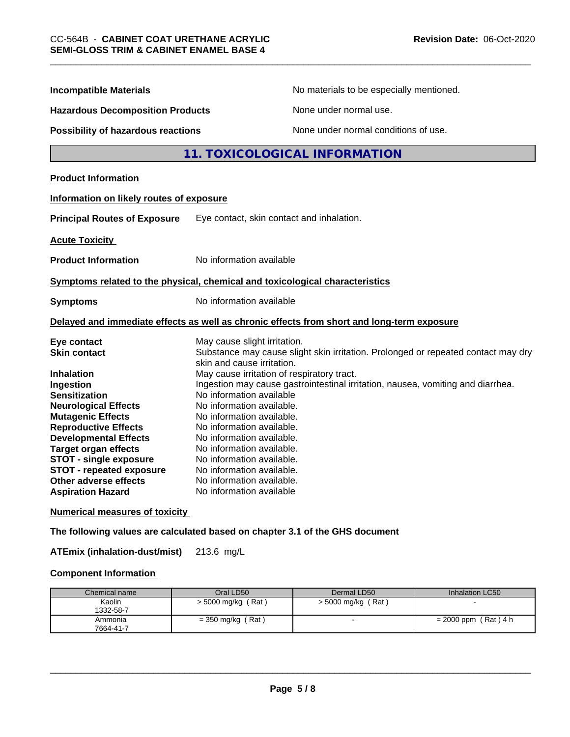**Incompatible Materials** No materials to be especially mentioned.

**Hazardous Decomposition Products** None under normal use.

**Possibility of hazardous reactions** None under normal conditions of use.

## 11. TOXICOLOGICAL INFORMATION

**Product Information**

**Information on likely routes of exposure**

**Principal Routes of Exposure** Eye contact, skin contact and inhalation.

**Acute Toxicity**

**Product Information** No information available

**Symptoms related to the physical, chemical and toxicological characteristics**

**Symptoms** No information available

**Delayed and immediate effects as well as chronic effects from short and long-term exposure**

**Eye contact** May cause slight irritation.
**Skin contact** Substance may cause slight skin irritation. Prolonged or repeated contact may dry skin and cause irritation.
**Inhalation** May cause irritation of respiratory tract.
**Ingestion** Ingestion may cause gastrointestinal irritation, nausea, vomiting and diarrhea.
**Sensitization** No information available
**Neurological Effects** No information available.
**Mutagenic Effects** No information available.
**Reproductive Effects** No information available.
**Developmental Effects** No information available.
**Target organ effects** No information available.
**STOT - single exposure** No information available.
**STOT - repeated exposure** No information available.
**Other adverse effects** No information available.
**Aspiration Hazard** No information available

**Numerical measures of toxicity**

**The following values are calculated based on chapter 3.1 of the GHS document**

**ATEmix (inhalation-dust/mist)** 213.6 mg/L

**Component Information**

| Chemical name | Oral LD50 | Dermal LD50 | Inhalation LC50 |
|---|---|---|---|
| Kaolin<br>1332-58-7 | > 5000 mg/kg ( Rat ) | > 5000 mg/kg ( Rat ) | - |
| Ammonia<br>7664-41-7 | = 350 mg/kg ( Rat ) | - | = 2000 ppm ( Rat ) 4 h |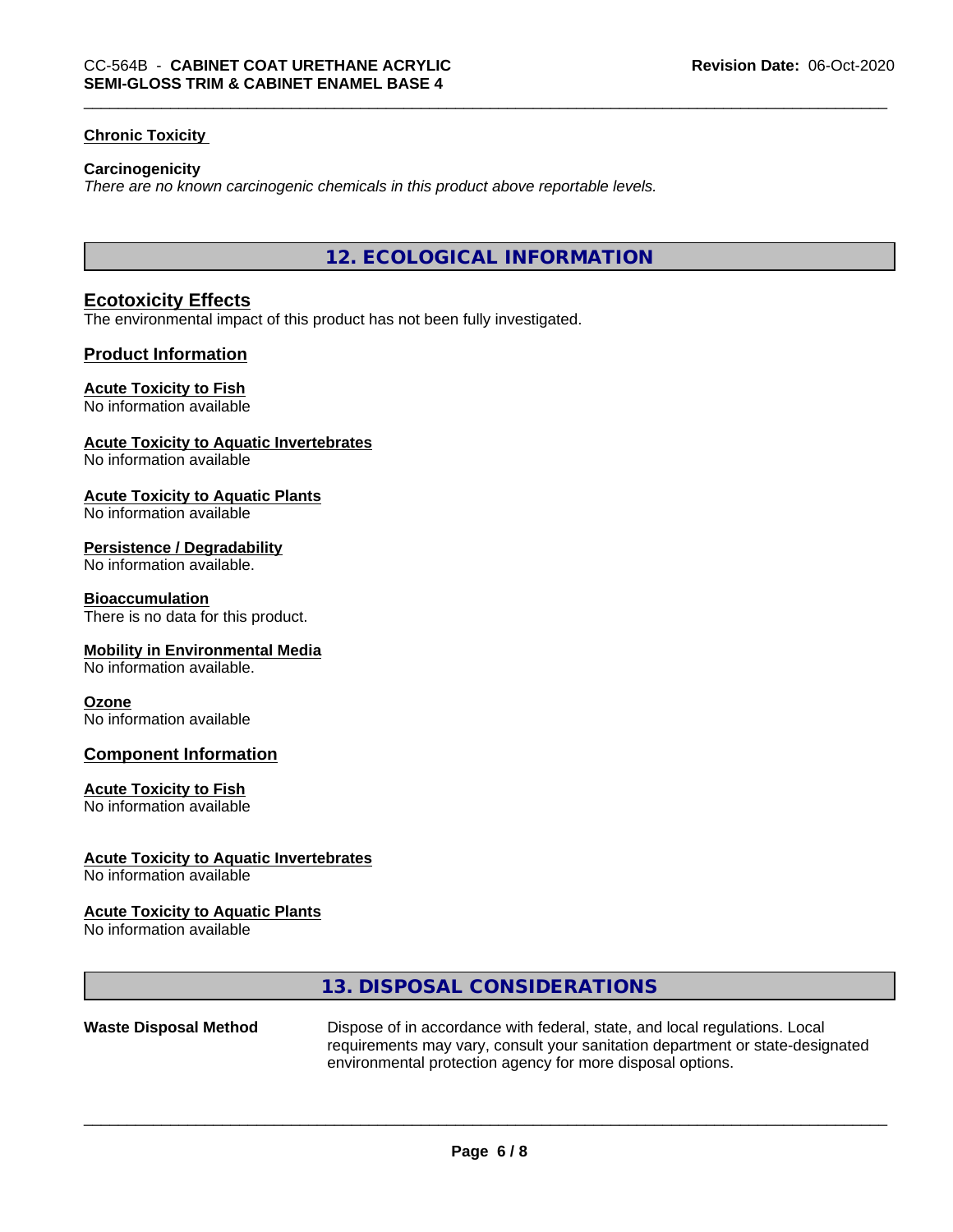### Chronic Toxicity

**Carcinogenicity**

*There are no known carcinogenic chemicals in this product above reportable levels.*

## 12. ECOLOGICAL INFORMATION

### Ecotoxicity Effects

The environmental impact of this product has not been fully investigated.

### Product Information

**Acute Toxicity to Fish**
No information available

**Acute Toxicity to Aquatic Invertebrates**
No information available

**Acute Toxicity to Aquatic Plants**
No information available

**Persistence / Degradability**
No information available.

**Bioaccumulation**
There is no data for this product.

**Mobility in Environmental Media**
No information available.

**Ozone**
No information available

### Component Information

**Acute Toxicity to Fish**
No information available

**Acute Toxicity to Aquatic Invertebrates**
No information available

**Acute Toxicity to Aquatic Plants**
No information available

## 13. DISPOSAL CONSIDERATIONS

**Waste Disposal Method** Dispose of in accordance with federal, state, and local regulations. Local requirements may vary, consult your sanitation department or state-designated environmental protection agency for more disposal options.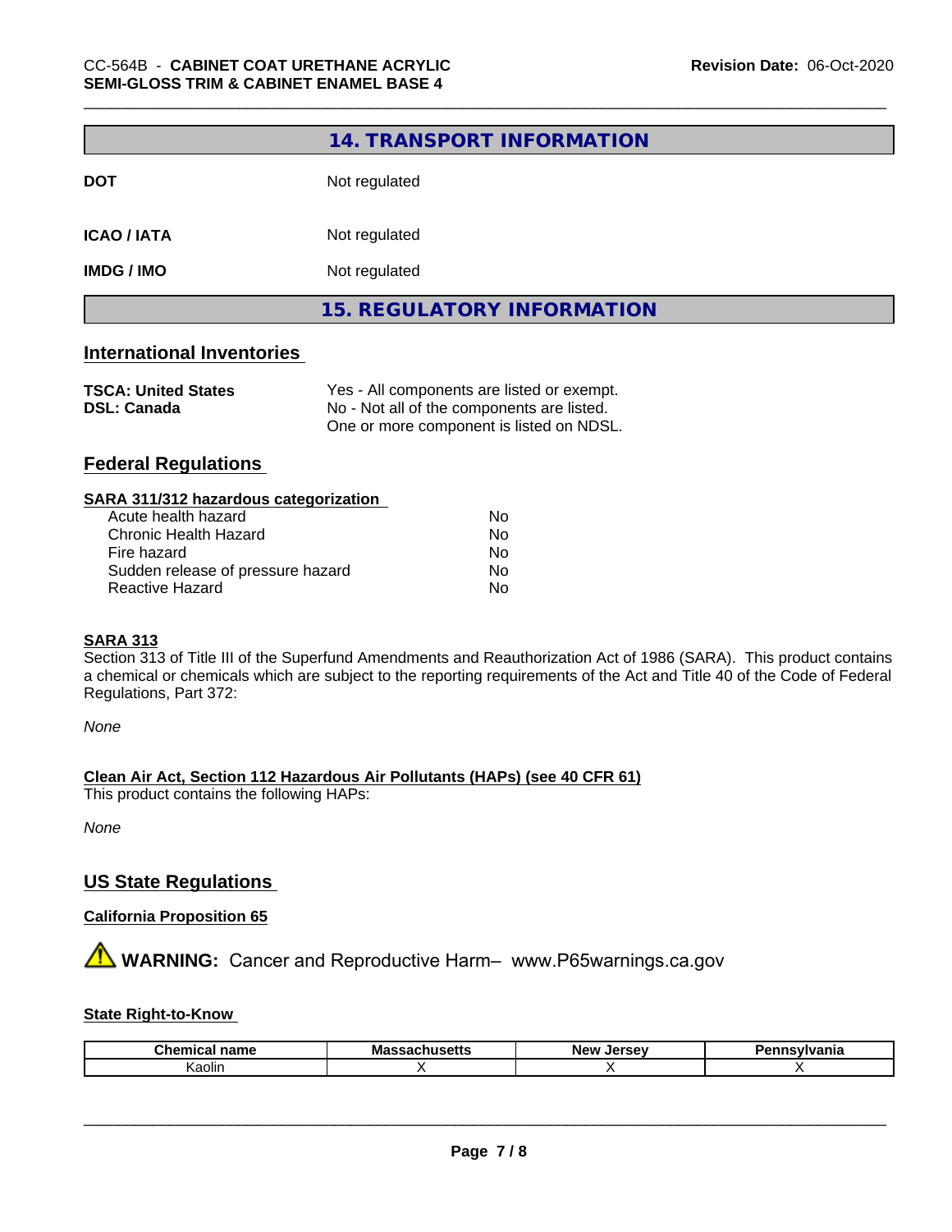## 14. TRANSPORT INFORMATION

**DOT** Not regulated

**ICAO / IATA** Not regulated

**IMDG / IMO** Not regulated

## 15. REGULATORY INFORMATION

### International Inventories

| | |
|---|---|
| **TSCA: United States** | Yes - All components are listed or exempt. |
| **DSL: Canada** | No - Not all of the components are listed. One or more component is listed on NDSL. |

### Federal Regulations

**SARA 311/312 hazardous categorization**

| | |
|---|---|
| Acute health hazard | No |
| Chronic Health Hazard | No |
| Fire hazard | No |
| Sudden release of pressure hazard | No |
| Reactive Hazard | No |

**SARA 313**

Section 313 of Title III of the Superfund Amendments and Reauthorization Act of 1986 (SARA). This product contains a chemical or chemicals which are subject to the reporting requirements of the Act and Title 40 of the Code of Federal Regulations, Part 372:

*None*

**Clean Air Act, Section 112 Hazardous Air Pollutants (HAPs) (see 40 CFR 61)**

This product contains the following HAPs:

*None*

### US State Regulations

**California Proposition 65**

⚠ **WARNING:** Cancer and Reproductive Harm– www.P65warnings.ca.gov

**State Right-to-Know**

| Chemical name | Massachusetts | New Jersey | Pennsylvania |
|---|---|---|---|
| Kaolin | X | X | X |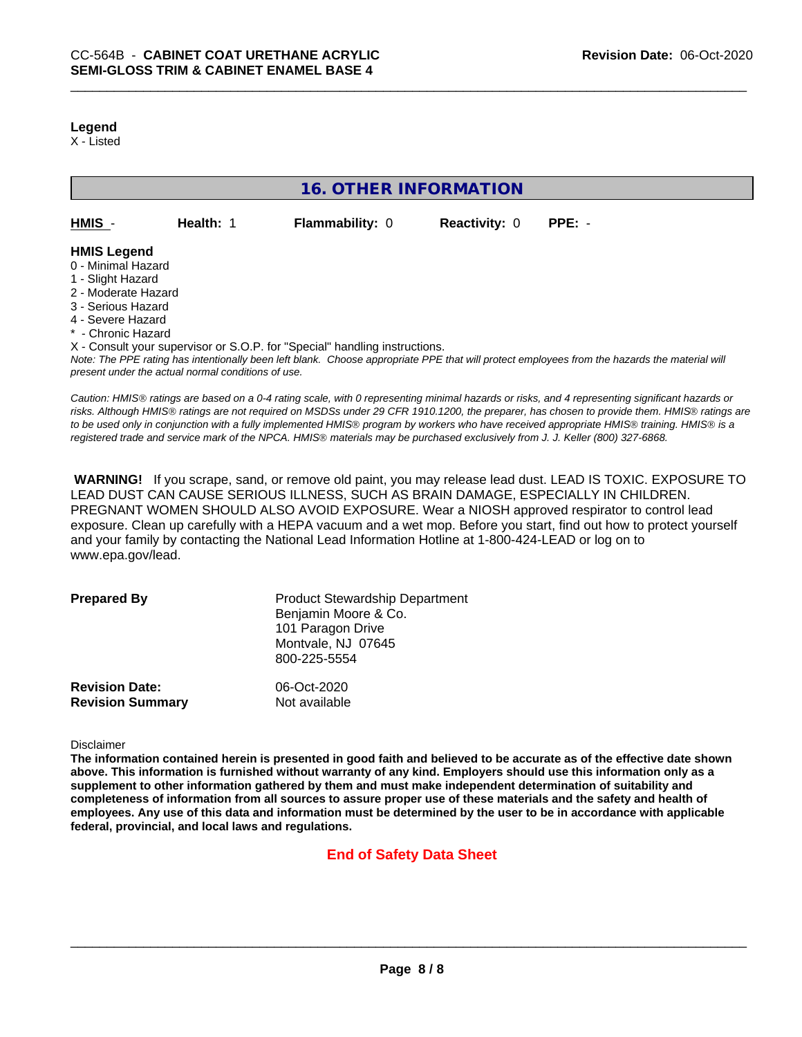**Legend**

X - Listed

## 16. OTHER INFORMATION

| HMIS - | Health: 1 | Flammability: 0 | Reactivity: 0 | PPE: - |
|---|---|---|---|---|

**HMIS Legend**

0 - Minimal Hazard
1 - Slight Hazard
2 - Moderate Hazard
3 - Serious Hazard
4 - Severe Hazard
* - Chronic Hazard
X - Consult your supervisor or S.O.P. for "Special" handling instructions.

*Note: The PPE rating has intentionally been left blank. Choose appropriate PPE that will protect employees from the hazards the material will present under the actual normal conditions of use.*

*Caution: HMIS® ratings are based on a 0-4 rating scale, with 0 representing minimal hazards or risks, and 4 representing significant hazards or risks. Although HMIS® ratings are not required on MSDSs under 29 CFR 1910.1200, the preparer, has chosen to provide them. HMIS® ratings are to be used only in conjunction with a fully implemented HMIS® program by workers who have received appropriate HMIS® training. HMIS® is a registered trade and service mark of the NPCA. HMIS® materials may be purchased exclusively from J. J. Keller (800) 327-6868.*

**WARNING!** If you scrape, sand, or remove old paint, you may release lead dust. LEAD IS TOXIC. EXPOSURE TO LEAD DUST CAN CAUSE SERIOUS ILLNESS, SUCH AS BRAIN DAMAGE, ESPECIALLY IN CHILDREN. PREGNANT WOMEN SHOULD ALSO AVOID EXPOSURE. Wear a NIOSH approved respirator to control lead exposure. Clean up carefully with a HEPA vacuum and a wet mop. Before you start, find out how to protect yourself and your family by contacting the National Lead Information Hotline at 1-800-424-LEAD or log on to www.epa.gov/lead.

**Prepared By**

Product Stewardship Department
Benjamin Moore & Co.
101 Paragon Drive
Montvale, NJ 07645
800-225-5554

**Revision Date:** 06-Oct-2020
**Revision Summary** Not available

Disclaimer

**The information contained herein is presented in good faith and believed to be accurate as of the effective date shown above. This information is furnished without warranty of any kind. Employers should use this information only as a supplement to other information gathered by them and must make independent determination of suitability and completeness of information from all sources to assure proper use of these materials and the safety and health of employees. Any use of this data and information must be determined by the user to be in accordance with applicable federal, provincial, and local laws and regulations.**

**End of Safety Data Sheet**